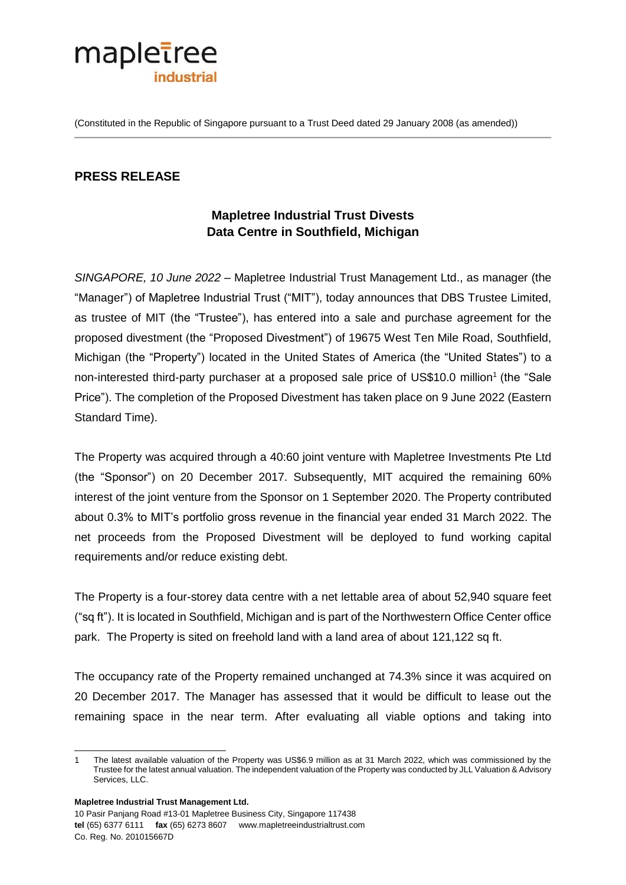mapletree industrial

(Constituted in the Republic of Singapore pursuant to a Trust Deed dated 29 January 2008 (as amended))

## PRESS RELEASE

### Mapletree Industrial Trust Divests Data Centre in Southfield, Michigan

*SINGAPORE, 10 June 2022* – Mapletree Industrial Trust Management Ltd., as manager (the "Manager") of Mapletree Industrial Trust ("MIT"), today announces that DBS Trustee Limited, as trustee of MIT (the "Trustee"), has entered into a sale and purchase agreement for the proposed divestment (the "Proposed Divestment") of 19675 West Ten Mile Road, Southfield, Michigan (the "Property") located in the United States of America (the "United States") to a non-interested third-party purchaser at a proposed sale price of US$10.0 million[1] (the "Sale Price"). The completion of the Proposed Divestment has taken place on 9 June 2022 (Eastern Standard Time).

The Property was acquired through a 40:60 joint venture with Mapletree Investments Pte Ltd (the "Sponsor") on 20 December 2017. Subsequently, MIT acquired the remaining 60% interest of the joint venture from the Sponsor on 1 September 2020. The Property contributed about 0.3% to MIT's portfolio gross revenue in the financial year ended 31 March 2022. The net proceeds from the Proposed Divestment will be deployed to fund working capital requirements and/or reduce existing debt.

The Property is a four-storey data centre with a net lettable area of about 52,940 square feet ("sq ft"). It is located in Southfield, Michigan and is part of the Northwestern Office Center office park. The Property is sited on freehold land with a land area of about 121,122 sq ft.

The occupancy rate of the Property remained unchanged at 74.3% since it was acquired on 20 December 2017. The Manager has assessed that it would be difficult to lease out the remaining space in the near term. After evaluating all viable options and taking into

1 The latest available valuation of the Property was US$6.9 million as at 31 March 2022, which was commissioned by the Trustee for the latest annual valuation. The independent valuation of the Property was conducted by JLL Valuation & Advisory Services, LLC.

**Mapletree Industrial Trust Management Ltd.**
10 Pasir Panjang Road #13-01 Mapletree Business City, Singapore 117438
**tel** (65) 6377 6111 **fax** (65) 6273 8607 www.mapletreeindustrialtrust.com
Co. Reg. No. 201015667D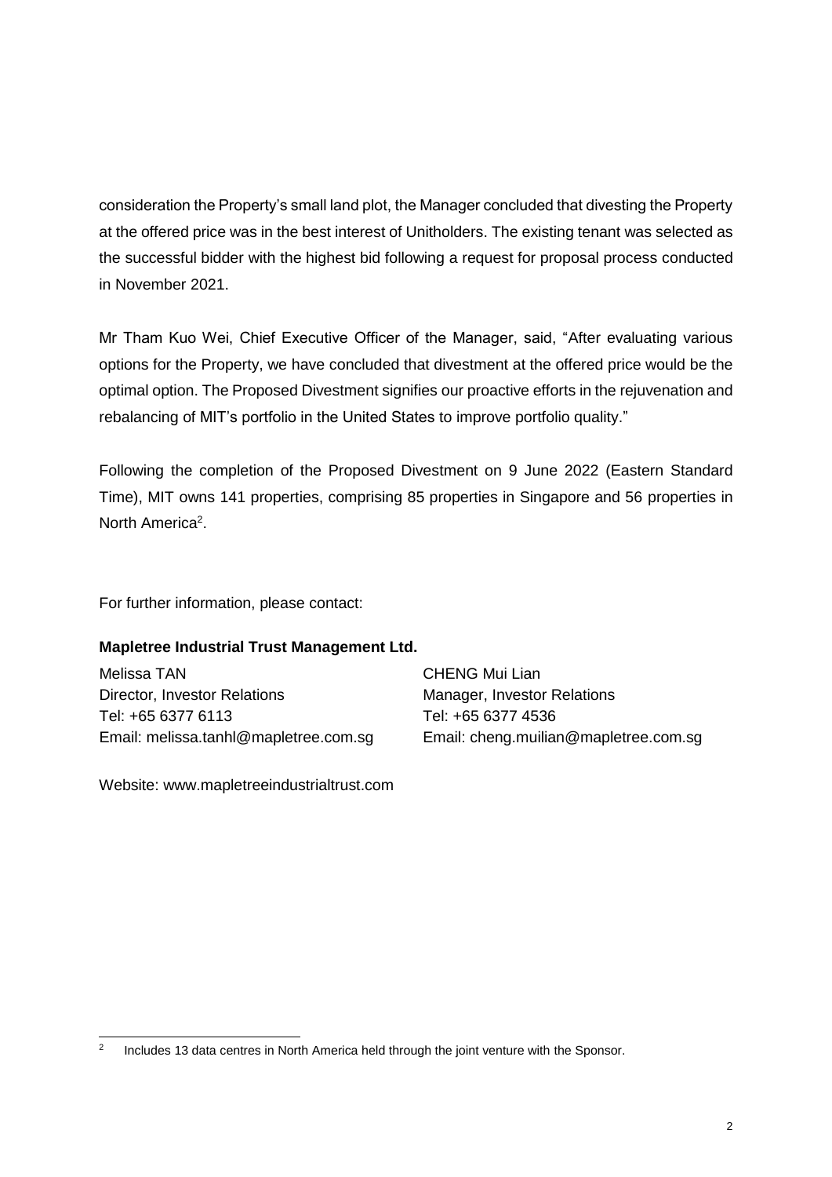consideration the Property's small land plot, the Manager concluded that divesting the Property at the offered price was in the best interest of Unitholders. The existing tenant was selected as the successful bidder with the highest bid following a request for proposal process conducted in November 2021.

Mr Tham Kuo Wei, Chief Executive Officer of the Manager, said, "After evaluating various options for the Property, we have concluded that divestment at the offered price would be the optimal option. The Proposed Divestment signifies our proactive efforts in the rejuvenation and rebalancing of MIT's portfolio in the United States to improve portfolio quality."

Following the completion of the Proposed Divestment on 9 June 2022 (Eastern Standard Time), MIT owns 141 properties, comprising 85 properties in Singapore and 56 properties in North America[2].

For further information, please contact:

**Mapletree Industrial Trust Management Ltd.**

Melissa TAN
Director, Investor Relations
Tel: +65 6377 6113
Email: melissa.tanhl@mapletree.com.sg

CHENG Mui Lian
Manager, Investor Relations
Tel: +65 6377 4536
Email: cheng.muilian@mapletree.com.sg

Website: www.mapletreeindustrialtrust.com

---

[2] Includes 13 data centres in North America held through the joint venture with the Sponsor.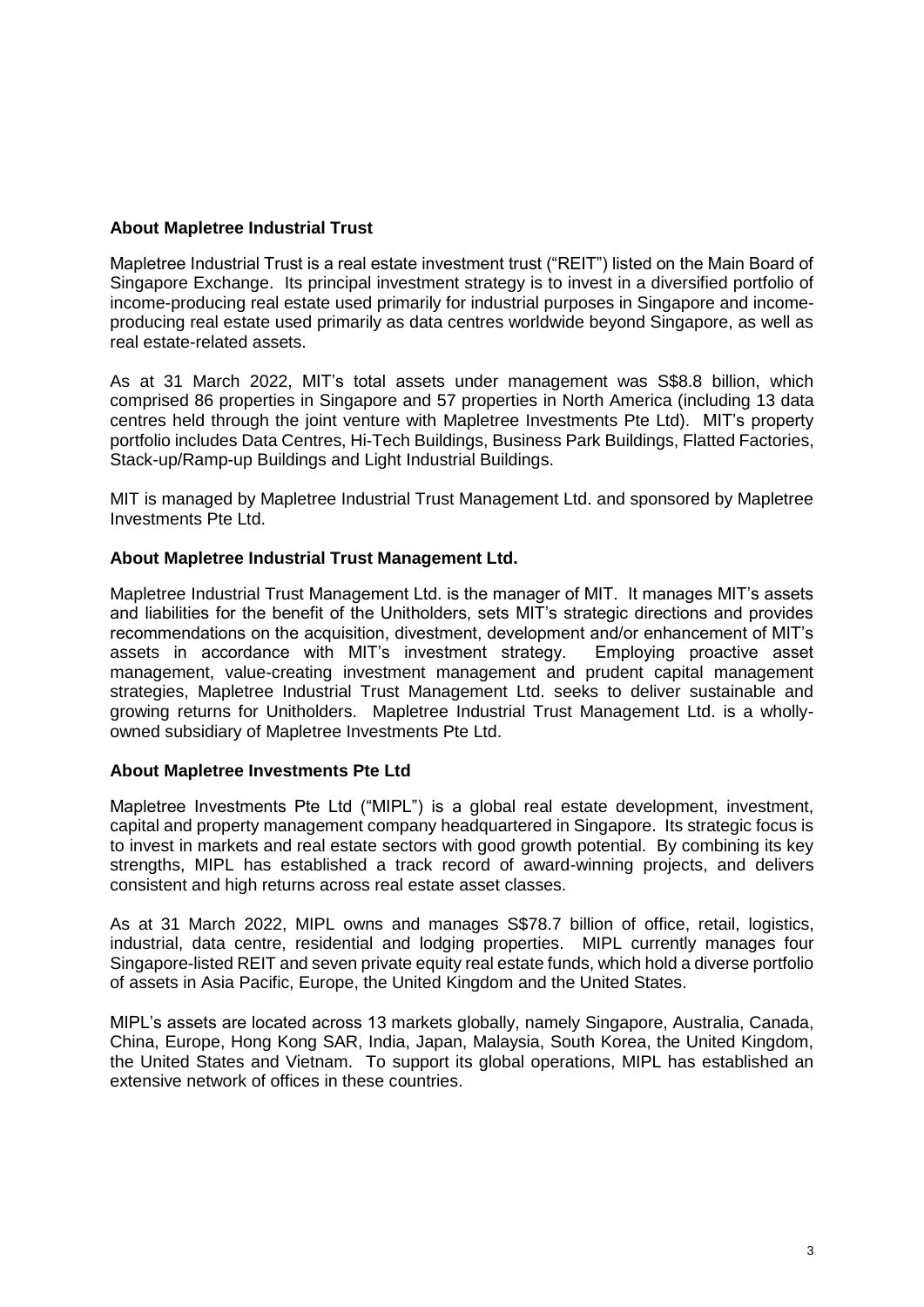**About Mapletree Industrial Trust**

Mapletree Industrial Trust is a real estate investment trust ("REIT") listed on the Main Board of Singapore Exchange. Its principal investment strategy is to invest in a diversified portfolio of income-producing real estate used primarily for industrial purposes in Singapore and income-producing real estate used primarily as data centres worldwide beyond Singapore, as well as real estate-related assets.

As at 31 March 2022, MIT's total assets under management was S$8.8 billion, which comprised 86 properties in Singapore and 57 properties in North America (including 13 data centres held through the joint venture with Mapletree Investments Pte Ltd). MIT's property portfolio includes Data Centres, Hi-Tech Buildings, Business Park Buildings, Flatted Factories, Stack-up/Ramp-up Buildings and Light Industrial Buildings.

MIT is managed by Mapletree Industrial Trust Management Ltd. and sponsored by Mapletree Investments Pte Ltd.

**About Mapletree Industrial Trust Management Ltd.**

Mapletree Industrial Trust Management Ltd. is the manager of MIT. It manages MIT's assets and liabilities for the benefit of the Unitholders, sets MIT's strategic directions and provides recommendations on the acquisition, divestment, development and/or enhancement of MIT's assets in accordance with MIT's investment strategy. Employing proactive asset management, value-creating investment management and prudent capital management strategies, Mapletree Industrial Trust Management Ltd. seeks to deliver sustainable and growing returns for Unitholders. Mapletree Industrial Trust Management Ltd. is a wholly-owned subsidiary of Mapletree Investments Pte Ltd.

**About Mapletree Investments Pte Ltd**

Mapletree Investments Pte Ltd ("MIPL") is a global real estate development, investment, capital and property management company headquartered in Singapore. Its strategic focus is to invest in markets and real estate sectors with good growth potential. By combining its key strengths, MIPL has established a track record of award-winning projects, and delivers consistent and high returns across real estate asset classes.

As at 31 March 2022, MIPL owns and manages S$78.7 billion of office, retail, logistics, industrial, data centre, residential and lodging properties. MIPL currently manages four Singapore-listed REIT and seven private equity real estate funds, which hold a diverse portfolio of assets in Asia Pacific, Europe, the United Kingdom and the United States.

MIPL's assets are located across 13 markets globally, namely Singapore, Australia, Canada, China, Europe, Hong Kong SAR, India, Japan, Malaysia, South Korea, the United Kingdom, the United States and Vietnam. To support its global operations, MIPL has established an extensive network of offices in these countries.